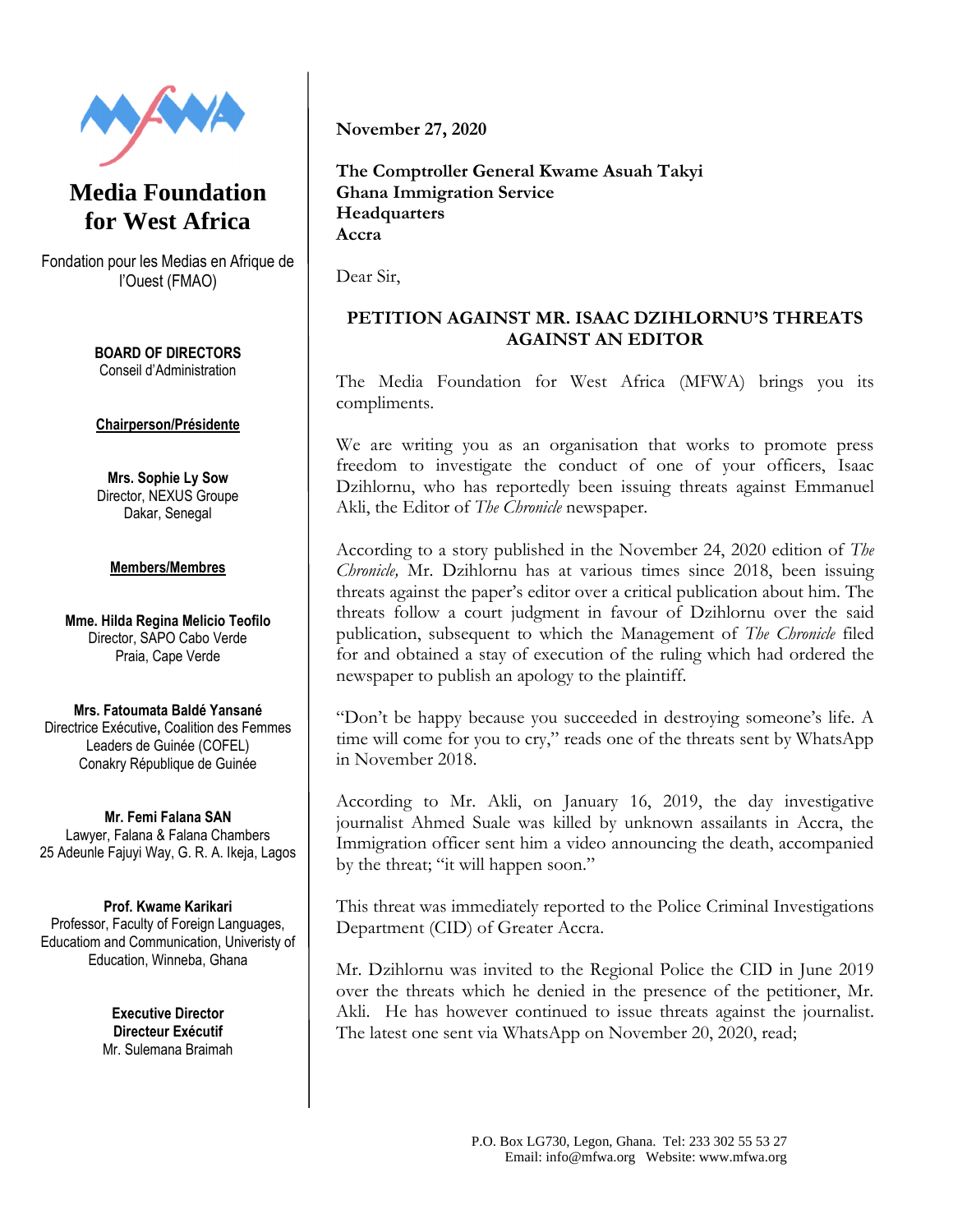# Media Foundation for West Africa

Fondation pour les Medias en Afrique de l'Ouest (FMAO)

**BOARD OF DIRECTORS**
Conseil d'Administration

**Chairperson/Présidente**

**Mrs. Sophie Ly Sow**
Director, NEXUS Groupe
Dakar, Senegal

**Members/Membres**

**Mme. Hilda Regina Melicio Teofilo**
Director, SAPO Cabo Verde
Praia, Cape Verde

**Mrs. Fatoumata Baldé Yansané**
Directrice Exécutive, Coalition des Femmes Leaders de Guinée (COFEL)
Conakry République de Guinée

**Mr. Femi Falana SAN**
Lawyer, Falana & Falana Chambers
25 Adeunle Fajuyi Way, G. R. A. Ikeja, Lagos

**Prof. Kwame Karikari**
Professor, Faculty of Foreign Languages, Educatiom and Communication, Univeristy of Education, Winneba, Ghana

**Executive Director**
**Directeur Exécutif**
Mr. Sulemana Braimah

---

**November 27, 2020**

**The Comptroller General Kwame Asuah Takyi**
**Ghana Immigration Service**
**Headquarters**
**Accra**

Dear Sir,

**PETITION AGAINST MR. ISAAC DZIHLORNU'S THREATS AGAINST AN EDITOR**

The Media Foundation for West Africa (MFWA) brings you its compliments.

We are writing you as an organisation that works to promote press freedom to investigate the conduct of one of your officers, Isaac Dzihlornu, who has reportedly been issuing threats against Emmanuel Akli, the Editor of *The Chronicle* newspaper.

According to a story published in the November 24, 2020 edition of *The Chronicle,* Mr. Dzihlornu has at various times since 2018, been issuing threats against the paper's editor over a critical publication about him. The threats follow a court judgment in favour of Dzihlornu over the said publication, subsequent to which the Management of *The Chronicle* filed for and obtained a stay of execution of the ruling which had ordered the newspaper to publish an apology to the plaintiff.

"Don't be happy because you succeeded in destroying someone's life. A time will come for you to cry," reads one of the threats sent by WhatsApp in November 2018.

According to Mr. Akli, on January 16, 2019, the day investigative journalist Ahmed Suale was killed by unknown assailants in Accra, the Immigration officer sent him a video announcing the death, accompanied by the threat; "it will happen soon."

This threat was immediately reported to the Police Criminal Investigations Department (CID) of Greater Accra.

Mr. Dzihlornu was invited to the Regional Police the CID in June 2019 over the threats which he denied in the presence of the petitioner, Mr. Akli. He has however continued to issue threats against the journalist. The latest one sent via WhatsApp on November 20, 2020, read;

P.O. Box LG730, Legon, Ghana. Tel: 233 302 55 53 27
Email: info@mfwa.org Website: www.mfwa.org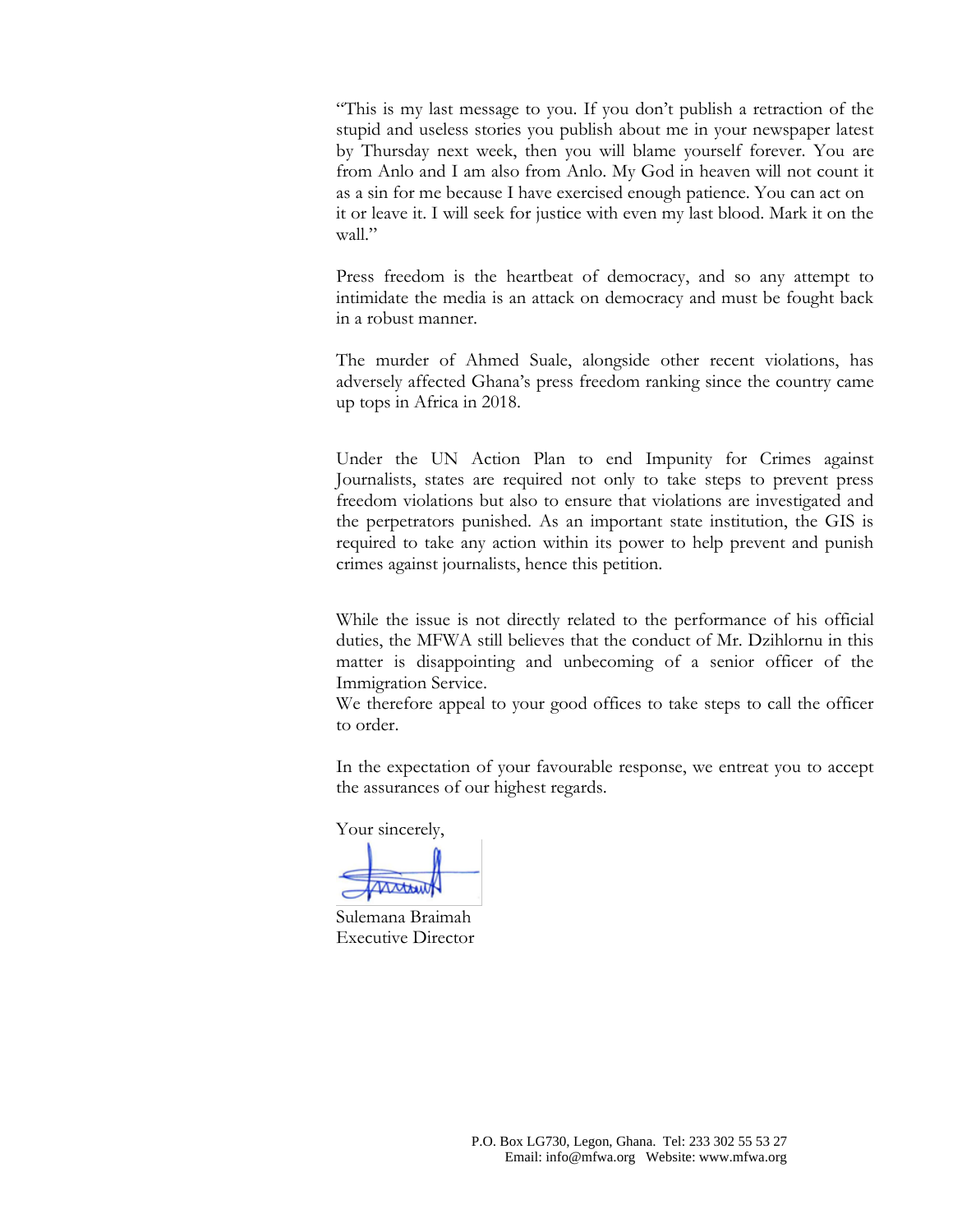"This is my last message to you. If you don't publish a retraction of the stupid and useless stories you publish about me in your newspaper latest by Thursday next week, then you will blame yourself forever. You are from Anlo and I am also from Anlo. My God in heaven will not count it as a sin for me because I have exercised enough patience. You can act on it or leave it. I will seek for justice with even my last blood. Mark it on the wall."

Press freedom is the heartbeat of democracy, and so any attempt to intimidate the media is an attack on democracy and must be fought back in a robust manner.

The murder of Ahmed Suale, alongside other recent violations, has adversely affected Ghana's press freedom ranking since the country came up tops in Africa in 2018.

Under the UN Action Plan to end Impunity for Crimes against Journalists, states are required not only to take steps to prevent press freedom violations but also to ensure that violations are investigated and the perpetrators punished. As an important state institution, the GIS is required to take any action within its power to help prevent and punish crimes against journalists, hence this petition.

While the issue is not directly related to the performance of his official duties, the MFWA still believes that the conduct of Mr. Dzihlornu in this matter is disappointing and unbecoming of a senior officer of the Immigration Service.
We therefore appeal to your good offices to take steps to call the officer to order.

In the expectation of your favourable response, we entreat you to accept the assurances of our highest regards.

Your sincerely,

Sulemana Braimah
Executive Director

P.O. Box LG730, Legon, Ghana. Tel: 233 302 55 53 27
Email: info@mfwa.org Website: www.mfwa.org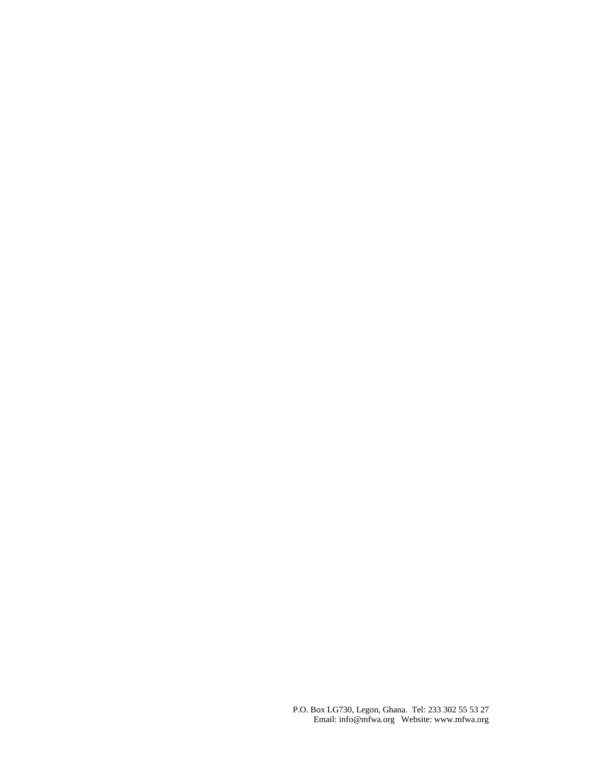P.O. Box LG730, Legon, Ghana. Tel: 233 302 55 53 27
Email: info@mfwa.org Website: www.mfwa.org